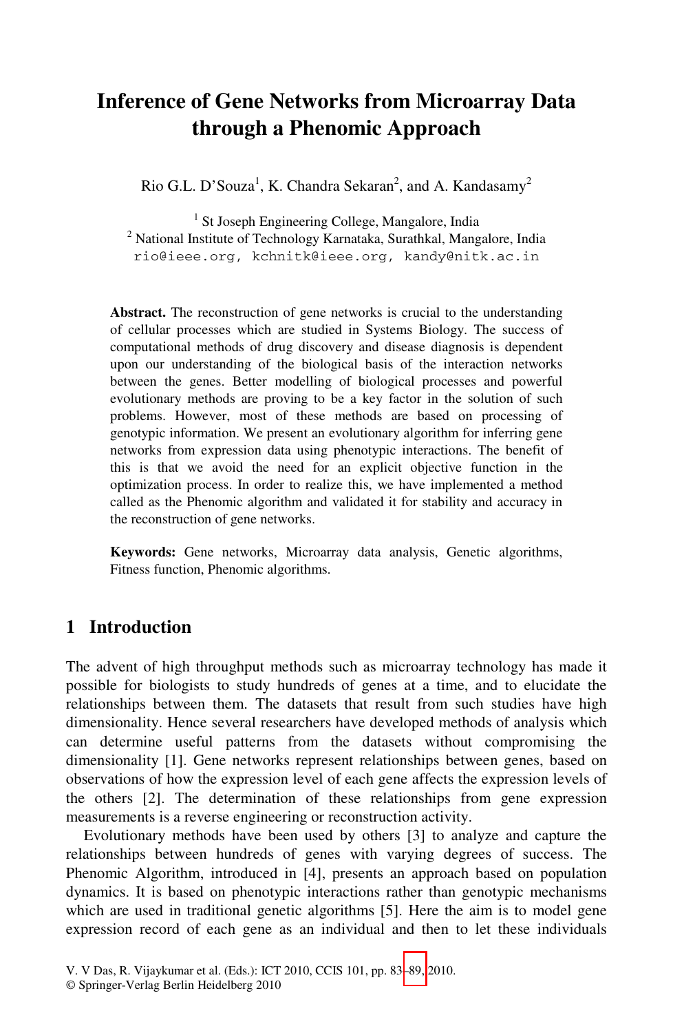# Inference of Gene Networks from Microarray Data through a Phenomic Approach

Rio G.L. D'Souza[1], K. Chandra Sekaran[2], and A. Kandasamy[2]

[1] St Joseph Engineering College, Mangalore, India
[2] National Institute of Technology Karnataka, Surathkal, Mangalore, India
rio@ieee.org, kchnitk@ieee.org, kandy@nitk.ac.in

**Abstract.** The reconstruction of gene networks is crucial to the understanding of cellular processes which are studied in Systems Biology. The success of computational methods of drug discovery and disease diagnosis is dependent upon our understanding of the biological basis of the interaction networks between the genes. Better modelling of biological processes and powerful evolutionary methods are proving to be a key factor in the solution of such problems. However, most of these methods are based on processing of genotypic information. We present an evolutionary algorithm for inferring gene networks from expression data using phenotypic interactions. The benefit of this is that we avoid the need for an explicit objective function in the optimization process. In order to realize this, we have implemented a method called as the Phenomic algorithm and validated it for stability and accuracy in the reconstruction of gene networks.

**Keywords:** Gene networks, Microarray data analysis, Genetic algorithms, Fitness function, Phenomic algorithms.

## 1 Introduction

The advent of high throughput methods such as microarray technology has made it possible for biologists to study hundreds of genes at a time, and to elucidate the relationships between them. The datasets that result from such studies have high dimensionality. Hence several researchers have developed methods of analysis which can determine useful patterns from the datasets without compromising the dimensionality [1]. Gene networks represent relationships between genes, based on observations of how the expression level of each gene affects the expression levels of the others [2]. The determination of these relationships from gene expression measurements is a reverse engineering or reconstruction activity.

Evolutionary methods have been used by others [3] to analyze and capture the relationships between hundreds of genes with varying degrees of success. The Phenomic Algorithm, introduced in [4], presents an approach based on population dynamics. It is based on phenotypic interactions rather than genotypic mechanisms which are used in traditional genetic algorithms [5]. Here the aim is to model gene expression record of each gene as an individual and then to let these individuals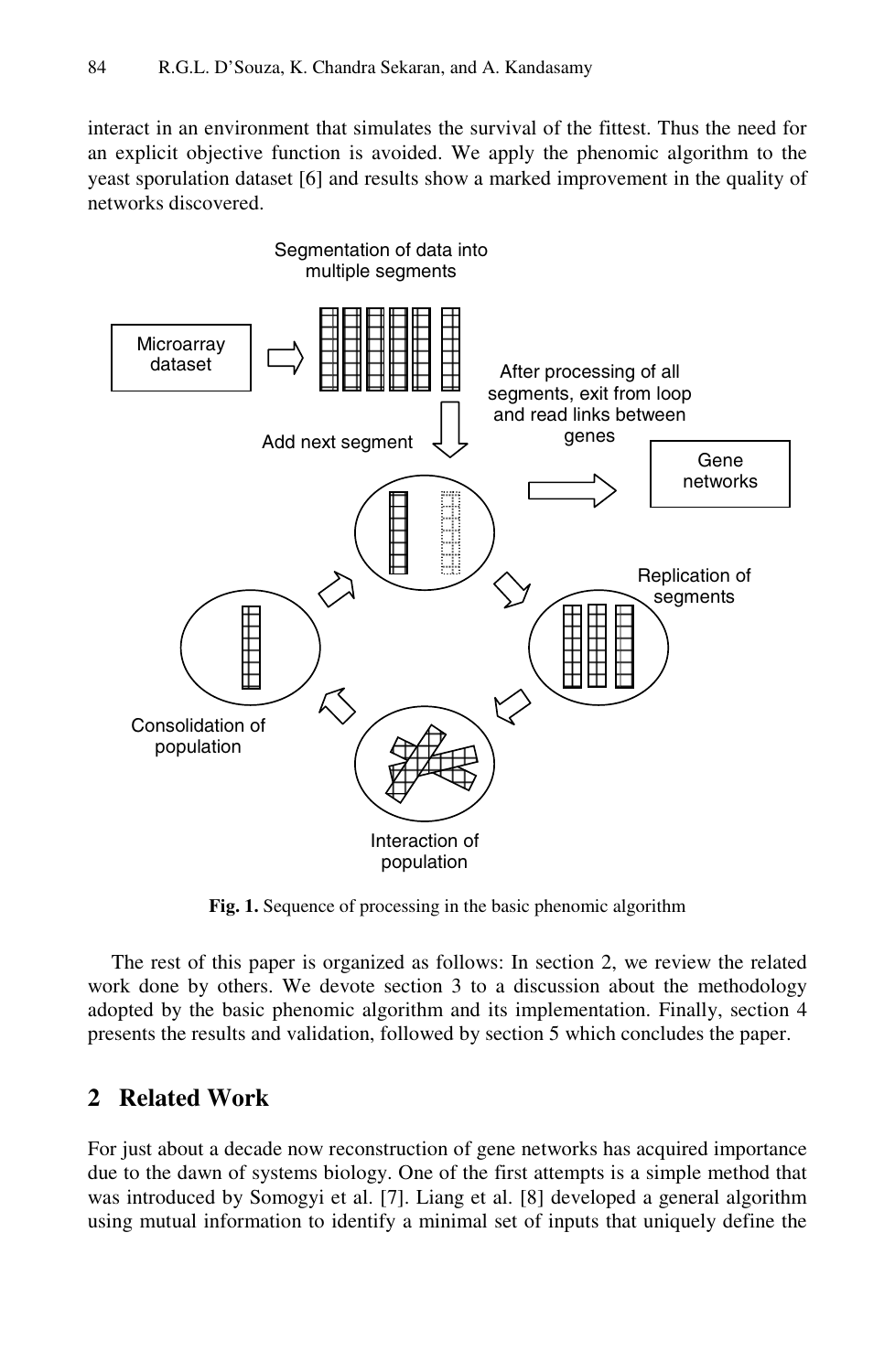interact in an environment that simulates the survival of the fittest. Thus the need for an explicit objective function is avoided. We apply the phenomic algorithm to the yeast sporulation dataset [6] and results show a marked improvement in the quality of networks discovered.

**Fig. 1.** Sequence of processing in the basic phenomic algorithm

The rest of this paper is organized as follows: In section 2, we review the related work done by others. We devote section 3 to a discussion about the methodology adopted by the basic phenomic algorithm and its implementation. Finally, section 4 presents the results and validation, followed by section 5 which concludes the paper.

## 2 Related Work

For just about a decade now reconstruction of gene networks has acquired importance due to the dawn of systems biology. One of the first attempts is a simple method that was introduced by Somogyi et al. [7]. Liang et al. [8] developed a general algorithm using mutual information to identify a minimal set of inputs that uniquely define the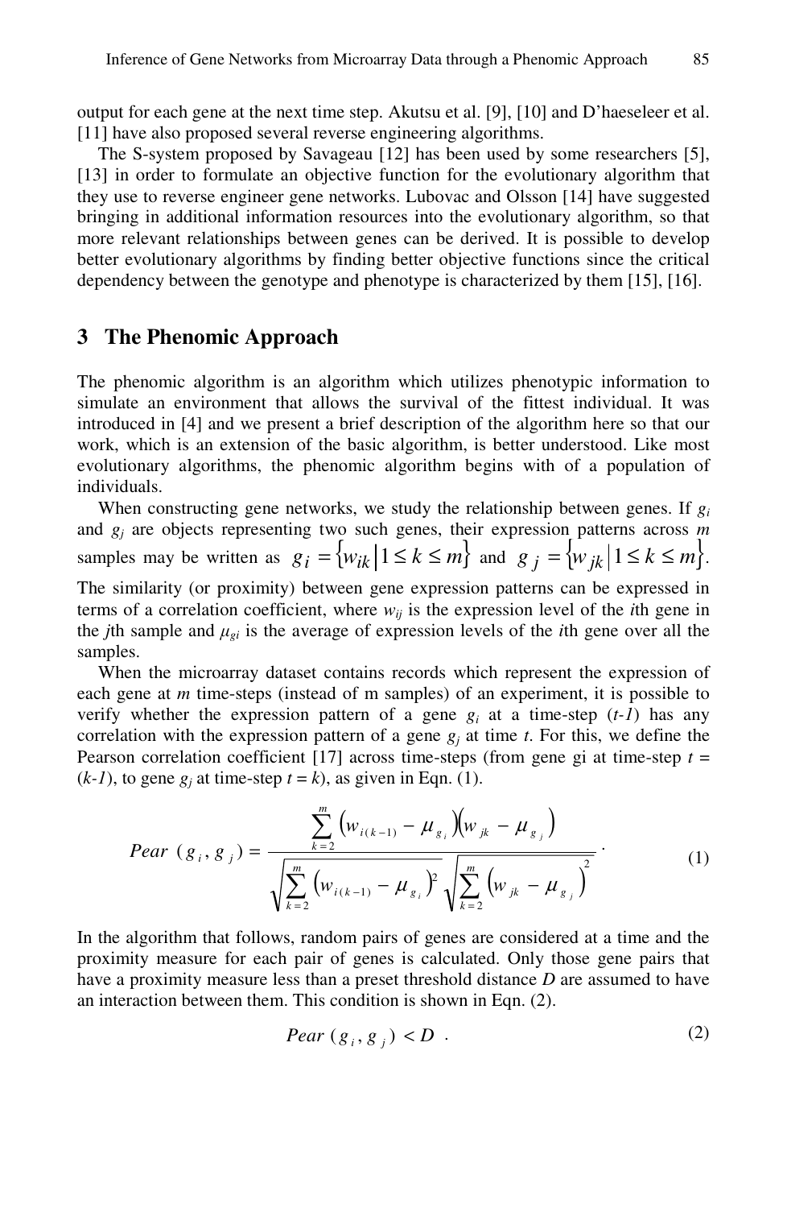output for each gene at the next time step. Akutsu et al. [9], [10] and D'haeseleer et al. [11] have also proposed several reverse engineering algorithms.

The S-system proposed by Savageau [12] has been used by some researchers [5], [13] in order to formulate an objective function for the evolutionary algorithm that they use to reverse engineer gene networks. Lubovac and Olsson [14] have suggested bringing in additional information resources into the evolutionary algorithm, so that more relevant relationships between genes can be derived. It is possible to develop better evolutionary algorithms by finding better objective functions since the critical dependency between the genotype and phenotype is characterized by them [15], [16].

## 3 The Phenomic Approach

The phenomic algorithm is an algorithm which utilizes phenotypic information to simulate an environment that allows the survival of the fittest individual. It was introduced in [4] and we present a brief description of the algorithm here so that our work, which is an extension of the basic algorithm, is better understood. Like most evolutionary algorithms, the phenomic algorithm begins with of a population of individuals.

When constructing gene networks, we study the relationship between genes. If $g_i$ and $g_j$ are objects representing two such genes, their expression patterns across $m$ samples may be written as $g_i = \{w_{ik} \mid 1 \le k \le m\}$ and $g_j = \{w_{jk} \mid 1 \le k \le m\}$. The similarity (or proximity) between gene expression patterns can be expressed in terms of a correlation coefficient, where $w_{ij}$ is the expression level of the $i$th gene in the $j$th sample and $\mu_{gi}$ is the average of expression levels of the $i$th gene over all the samples.

When the microarray dataset contains records which represent the expression of each gene at $m$ time-steps (instead of m samples) of an experiment, it is possible to verify whether the expression pattern of a gene $g_i$ at a time-step $(t\text{-}1)$ has any correlation with the expression pattern of a gene $g_j$ at time $t$. For this, we define the Pearson correlation coefficient [17] across time-steps (from gene gi at time-step $t = (k\text{-}1)$, to gene $g_j$ at time-step $t = k$), as given in Eqn. (1).

$$Pear\ (g_i, g_j) = \frac{\sum_{k=2}^{m} \left(w_{i(k-1)} - \mu_{g_i}\right)\left(w_{jk} - \mu_{g_j}\right)}{\sqrt{\sum_{k=2}^{m} \left(w_{i(k-1)} - \mu_{g_i}\right)^2} \sqrt{\sum_{k=2}^{m} \left(w_{jk} - \mu_{g_j}\right)^2}} \ . \tag{1}$$

In the algorithm that follows, random pairs of genes are considered at a time and the proximity measure for each pair of genes is calculated. Only those gene pairs that have a proximity measure less than a preset threshold distance $D$ are assumed to have an interaction between them. This condition is shown in Eqn. (2).

$$Pear\ (g_i, g_j) < D \ . \tag{2}$$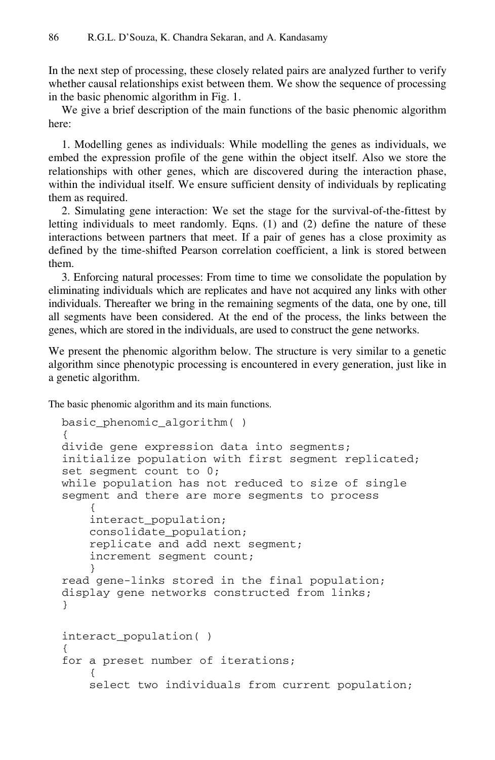In the next step of processing, these closely related pairs are analyzed further to verify whether causal relationships exist between them. We show the sequence of processing in the basic phenomic algorithm in Fig. 1.

We give a brief description of the main functions of the basic phenomic algorithm here:

1. Modelling genes as individuals: While modelling the genes as individuals, we embed the expression profile of the gene within the object itself. Also we store the relationships with other genes, which are discovered during the interaction phase, within the individual itself. We ensure sufficient density of individuals by replicating them as required.

2. Simulating gene interaction: We set the stage for the survival-of-the-fittest by letting individuals to meet randomly. Eqns. (1) and (2) define the nature of these interactions between partners that meet. If a pair of genes has a close proximity as defined by the time-shifted Pearson correlation coefficient, a link is stored between them.

3. Enforcing natural processes: From time to time we consolidate the population by eliminating individuals which are replicates and have not acquired any links with other individuals. Thereafter we bring in the remaining segments of the data, one by one, till all segments have been considered. At the end of the process, the links between the genes, which are stored in the individuals, are used to construct the gene networks.

We present the phenomic algorithm below. The structure is very similar to a genetic algorithm since phenotypic processing is encountered in every generation, just like in a genetic algorithm.

The basic phenomic algorithm and its main functions.

```
basic_phenomic_algorithm( )
{
divide gene expression data into segments;
initialize population with first segment replicated;
set segment count to 0;
while population has not reduced to size of single
segment and there are more segments to process
    {
    interact_population;
    consolidate_population;
    replicate and add next segment;
    increment segment count;
    }
read gene-links stored in the final population;
display gene networks constructed from links;
}

interact_population( )
{
for a preset number of iterations;
    {
    select two individuals from current population;
```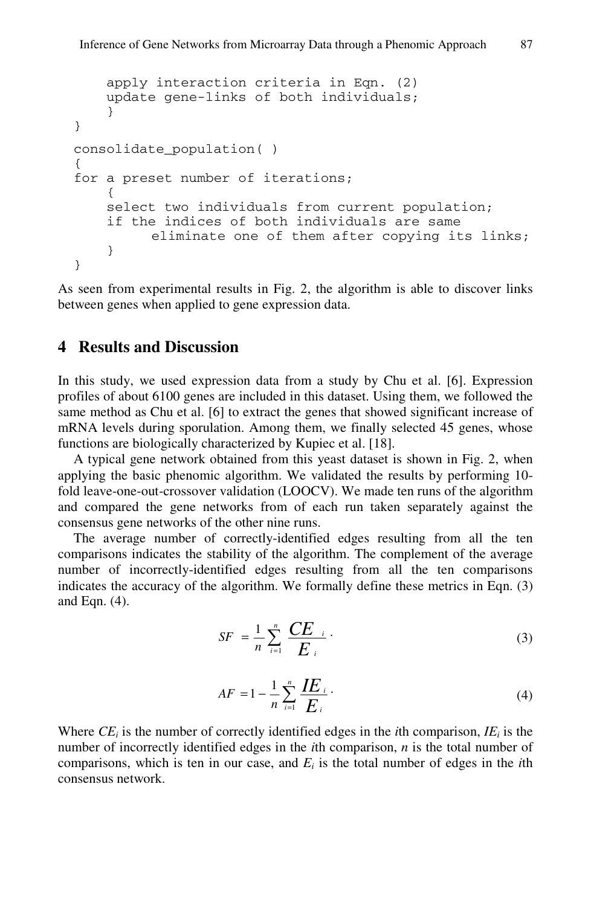```
    apply interaction criteria in Eqn. (2)
    update gene-links of both individuals;
    }
}

consolidate_population( )
{
for a preset number of iterations;
    {
    select two individuals from current population;
    if the indices of both individuals are same
        eliminate one of them after copying its links;
    }
}
```

As seen from experimental results in Fig. 2, the algorithm is able to discover links between genes when applied to gene expression data.

## 4 Results and Discussion

In this study, we used expression data from a study by Chu et al. [6]. Expression profiles of about 6100 genes are included in this dataset. Using them, we followed the same method as Chu et al. [6] to extract the genes that showed significant increase of mRNA levels during sporulation. Among them, we finally selected 45 genes, whose functions are biologically characterized by Kupiec et al. [18].

A typical gene network obtained from this yeast dataset is shown in Fig. 2, when applying the basic phenomic algorithm. We validated the results by performing 10-fold leave-one-out-crossover validation (LOOCV). We made ten runs of the algorithm and compared the gene networks from of each run taken separately against the consensus gene networks of the other nine runs.

The average number of correctly-identified edges resulting from all the ten comparisons indicates the stability of the algorithm. The complement of the average number of incorrectly-identified edges resulting from all the ten comparisons indicates the accuracy of the algorithm. We formally define these metrics in Eqn. (3) and Eqn. (4).

$$SF = \frac{1}{n}\sum_{i=1}^{n} \frac{CE_i}{E_i}. \tag{3}$$

$$AF = 1 - \frac{1}{n}\sum_{i=1}^{n} \frac{IE_i}{E_i}. \tag{4}$$

Where $CE_i$ is the number of correctly identified edges in the $i$th comparison, $IE_i$ is the number of incorrectly identified edges in the $i$th comparison, $n$ is the total number of comparisons, which is ten in our case, and $E_i$ is the total number of edges in the $i$th consensus network.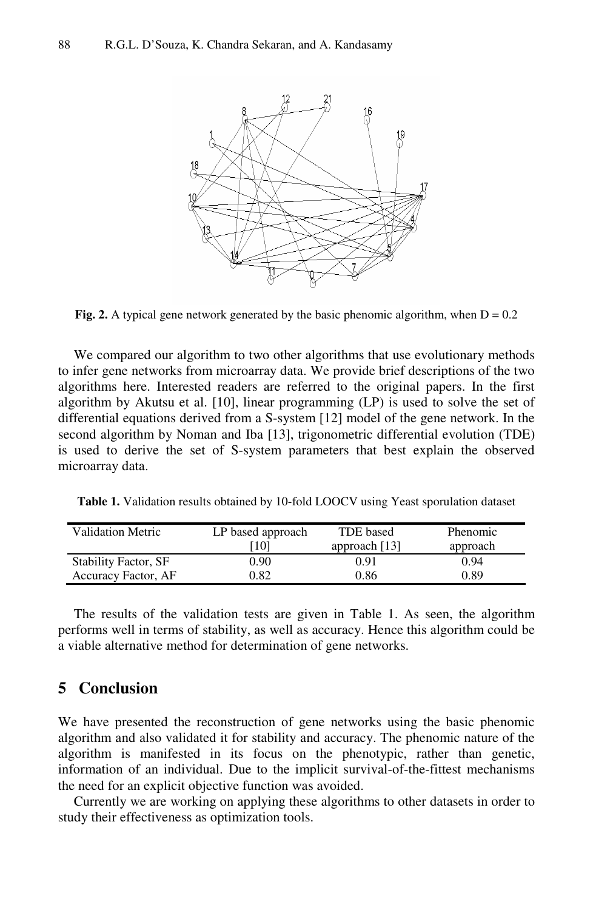**Fig. 2.** A typical gene network generated by the basic phenomic algorithm, when D = 0.2

We compared our algorithm to two other algorithms that use evolutionary methods to infer gene networks from microarray data. We provide brief descriptions of the two algorithms here. Interested readers are referred to the original papers. In the first algorithm by Akutsu et al. [10], linear programming (LP) is used to solve the set of differential equations derived from a S-system [12] model of the gene network. In the second algorithm by Noman and Iba [13], trigonometric differential evolution (TDE) is used to derive the set of S-system parameters that best explain the observed microarray data.

**Table 1.** Validation results obtained by 10-fold LOOCV using Yeast sporulation dataset

| Validation Metric | LP based approach [10] | TDE based approach [13] | Phenomic approach |
|---|---|---|---|
| Stability Factor, SF | 0.90 | 0.91 | 0.94 |
| Accuracy Factor, AF | 0.82 | 0.86 | 0.89 |

The results of the validation tests are given in Table 1. As seen, the algorithm performs well in terms of stability, as well as accuracy. Hence this algorithm could be a viable alternative method for determination of gene networks.

## 5 Conclusion

We have presented the reconstruction of gene networks using the basic phenomic algorithm and also validated it for stability and accuracy. The phenomic nature of the algorithm is manifested in its focus on the phenotypic, rather than genetic, information of an individual. Due to the implicit survival-of-the-fittest mechanisms the need for an explicit objective function was avoided.

Currently we are working on applying these algorithms to other datasets in order to study their effectiveness as optimization tools.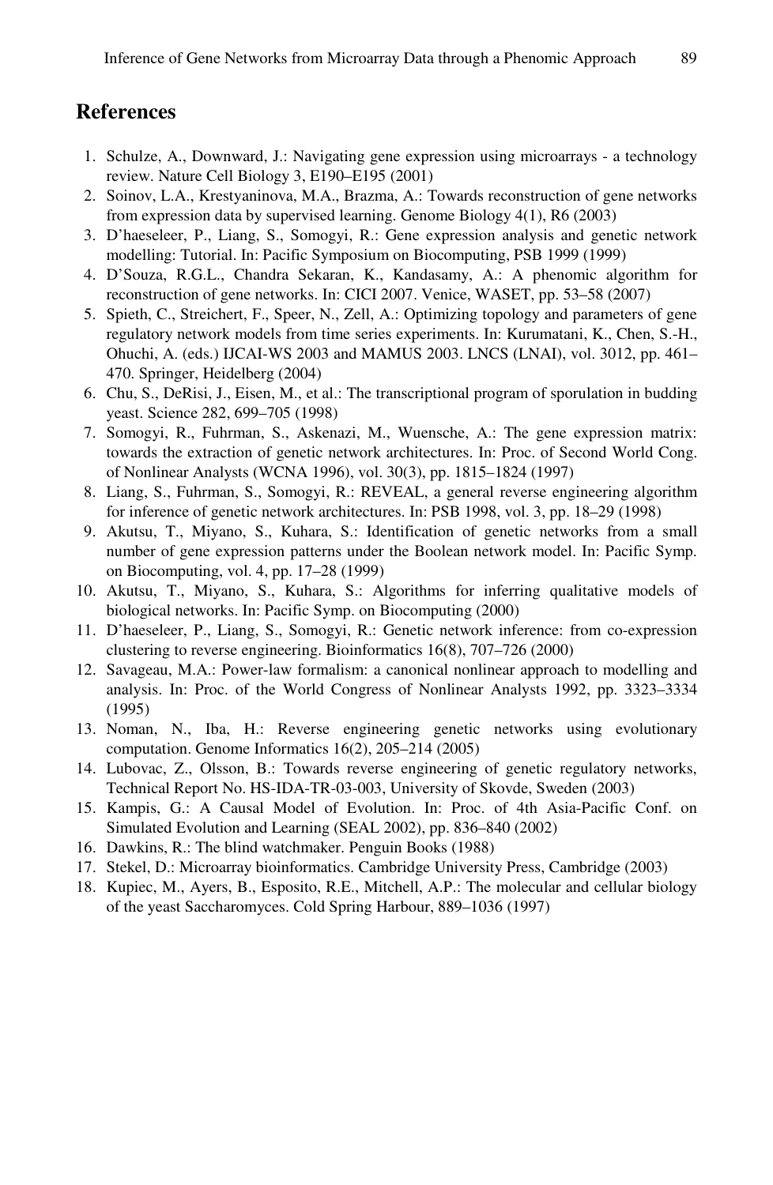## References

1. Schulze, A., Downward, J.: Navigating gene expression using microarrays - a technology review. Nature Cell Biology 3, E190–E195 (2001)
2. Soinov, L.A., Krestyaninova, M.A., Brazma, A.: Towards reconstruction of gene networks from expression data by supervised learning. Genome Biology 4(1), R6 (2003)
3. D'haeseleer, P., Liang, S., Somogyi, R.: Gene expression analysis and genetic network modelling: Tutorial. In: Pacific Symposium on Biocomputing, PSB 1999 (1999)
4. D'Souza, R.G.L., Chandra Sekaran, K., Kandasamy, A.: A phenomic algorithm for reconstruction of gene networks. In: CICI 2007. Venice, WASET, pp. 53–58 (2007)
5. Spieth, C., Streichert, F., Speer, N., Zell, A.: Optimizing topology and parameters of gene regulatory network models from time series experiments. In: Kurumatani, K., Chen, S.-H., Ohuchi, A. (eds.) IJCAI-WS 2003 and MAMUS 2003. LNCS (LNAI), vol. 3012, pp. 461–470. Springer, Heidelberg (2004)
6. Chu, S., DeRisi, J., Eisen, M., et al.: The transcriptional program of sporulation in budding yeast. Science 282, 699–705 (1998)
7. Somogyi, R., Fuhrman, S., Askenazi, M., Wuensche, A.: The gene expression matrix: towards the extraction of genetic network architectures. In: Proc. of Second World Cong. of Nonlinear Analysts (WCNA 1996), vol. 30(3), pp. 1815–1824 (1997)
8. Liang, S., Fuhrman, S., Somogyi, R.: REVEAL, a general reverse engineering algorithm for inference of genetic network architectures. In: PSB 1998, vol. 3, pp. 18–29 (1998)
9. Akutsu, T., Miyano, S., Kuhara, S.: Identification of genetic networks from a small number of gene expression patterns under the Boolean network model. In: Pacific Symp. on Biocomputing, vol. 4, pp. 17–28 (1999)
10. Akutsu, T., Miyano, S., Kuhara, S.: Algorithms for inferring qualitative models of biological networks. In: Pacific Symp. on Biocomputing (2000)
11. D'haeseleer, P., Liang, S., Somogyi, R.: Genetic network inference: from co-expression clustering to reverse engineering. Bioinformatics 16(8), 707–726 (2000)
12. Savageau, M.A.: Power-law formalism: a canonical nonlinear approach to modelling and analysis. In: Proc. of the World Congress of Nonlinear Analysts 1992, pp. 3323–3334 (1995)
13. Noman, N., Iba, H.: Reverse engineering genetic networks using evolutionary computation. Genome Informatics 16(2), 205–214 (2005)
14. Lubovac, Z., Olsson, B.: Towards reverse engineering of genetic regulatory networks, Technical Report No. HS-IDA-TR-03-003, University of Skovde, Sweden (2003)
15. Kampis, G.: A Causal Model of Evolution. In: Proc. of 4th Asia-Pacific Conf. on Simulated Evolution and Learning (SEAL 2002), pp. 836–840 (2002)
16. Dawkins, R.: The blind watchmaker. Penguin Books (1988)
17. Stekel, D.: Microarray bioinformatics. Cambridge University Press, Cambridge (2003)
18. Kupiec, M., Ayers, B., Esposito, R.E., Mitchell, A.P.: The molecular and cellular biology of the yeast Saccharomyces. Cold Spring Harbour, 889–1036 (1997)